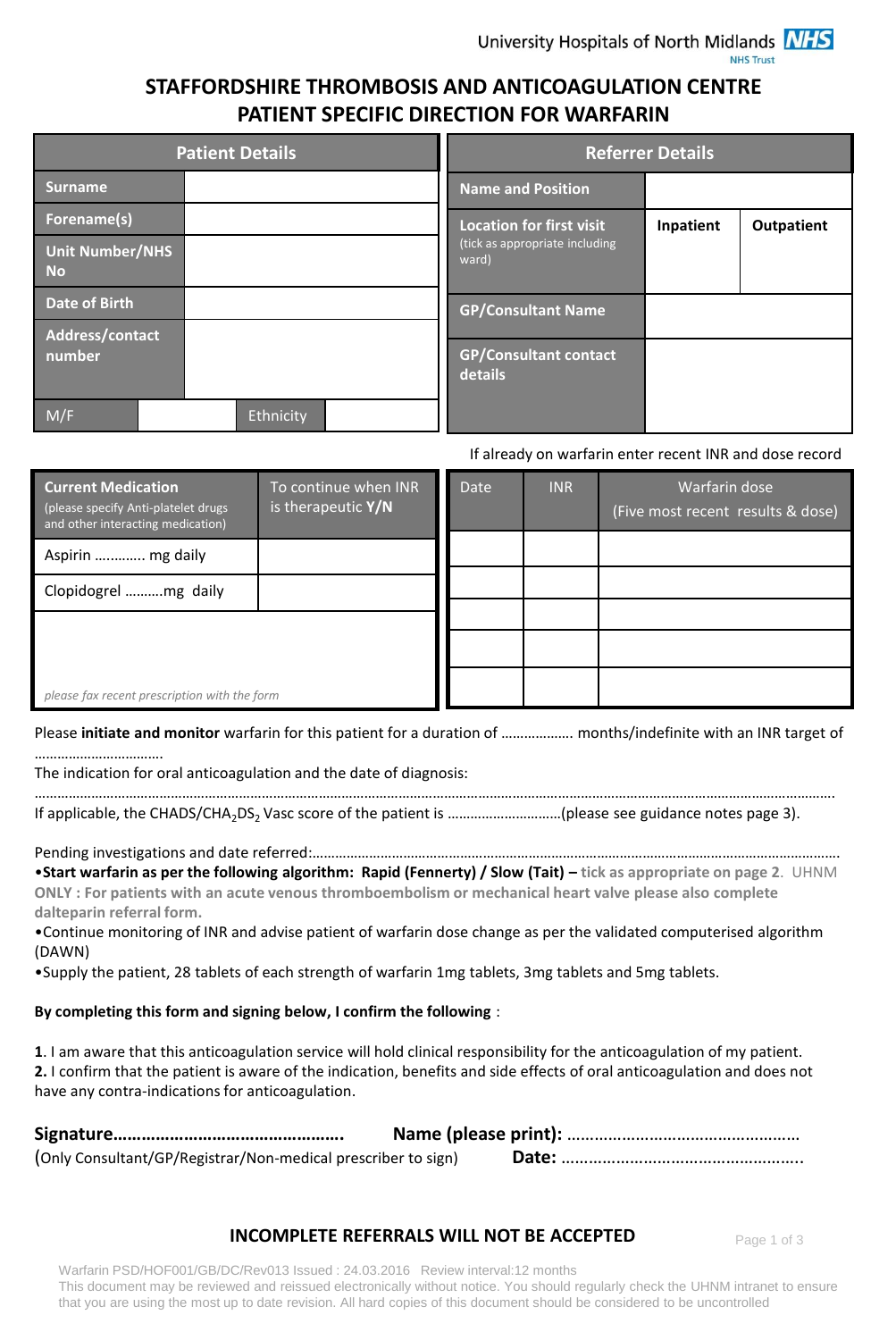University Hospitals of North Midlands NHS Trust

# STAFFORDSHIRE THROMBOSIS AND ANTICOAGULATION CENTRE
# PATIENT SPECIFIC DIRECTION FOR WARFARIN

| Patient Details | | | |
|---|---|---|---|
| Surname | | | |
| Forename(s) | | | |
| Unit Number/NHS No | | | |
| Date of Birth | | | |
| Address/contact number | | | |
| M/F | | Ethnicity | |

| Referrer Details | | |
|---|---|---|
| Name and Position | | |
| Location for first visit (tick as appropriate including ward) | Inpatient | Outpatient |
| GP/Consultant Name | | |
| GP/Consultant contact details | | |

| Current Medication (please specify Anti-platelet drugs and other interacting medication) | To continue when INR is therapeutic **Y/N** |
|---|---|
| Aspirin …………. mg daily | |
| Clopidogrel ……….mg daily | |
| *please fax recent prescription with the form* | |

If already on warfarin enter recent INR and dose record

| Date | INR | Warfarin dose (Five most recent results & dose) |
|---|---|---|
| | | |
| | | |
| | | |
| | | |
| | | |

Please **initiate and monitor** warfarin for this patient for a duration of ………………. months/indefinite with an INR target of ……………………………

The indication for oral anticoagulation and the date of diagnosis:
…………………………………………………………………………………………………………………………………………………………………………

If applicable, the CHADS/CHA$_2$DS$_2$ Vasc score of the patient is ………………………..(please see guidance notes page 3).

Pending investigations and date referred:…………………………………………………………………………………………………………

- **Start warfarin as per the following algorithm: Rapid (Fennerty) / Slow (Tait) –** **tick as appropriate on page 2**. UHNM **ONLY : For patients with an acute venous thromboembolism or mechanical heart valve please also complete dalteparin referral form.**
- Continue monitoring of INR and advise patient of warfarin dose change as per the validated computerised algorithm (DAWN)
- Supply the patient, 28 tablets of each strength of warfarin 1mg tablets, 3mg tablets and 5mg tablets.

**By completing this form and signing below, I confirm the following** :

**1**. I am aware that this anticoagulation service will hold clinical responsibility for the anticoagulation of my patient.
**2.** I confirm that the patient is aware of the indication, benefits and side effects of oral anticoagulation and does not have any contra-indications for anticoagulation.

**Signature………………………………………….** **Name (please print):** ……………………………………………
(Only Consultant/GP/Registrar/Non-medical prescriber to sign) **Date:** ……………………………………………..

**INCOMPLETE REFERRALS WILL NOT BE ACCEPTED**

Warfarin PSD/HOF001/GB/DC/Rev013 Issued : 24.03.2016 Review interval:12 months
This document may be reviewed and reissued electronically without notice. You should regularly check the UHNM intranet to ensure that you are using the most up to date revision. All hard copies of this document should be considered to be uncontrolled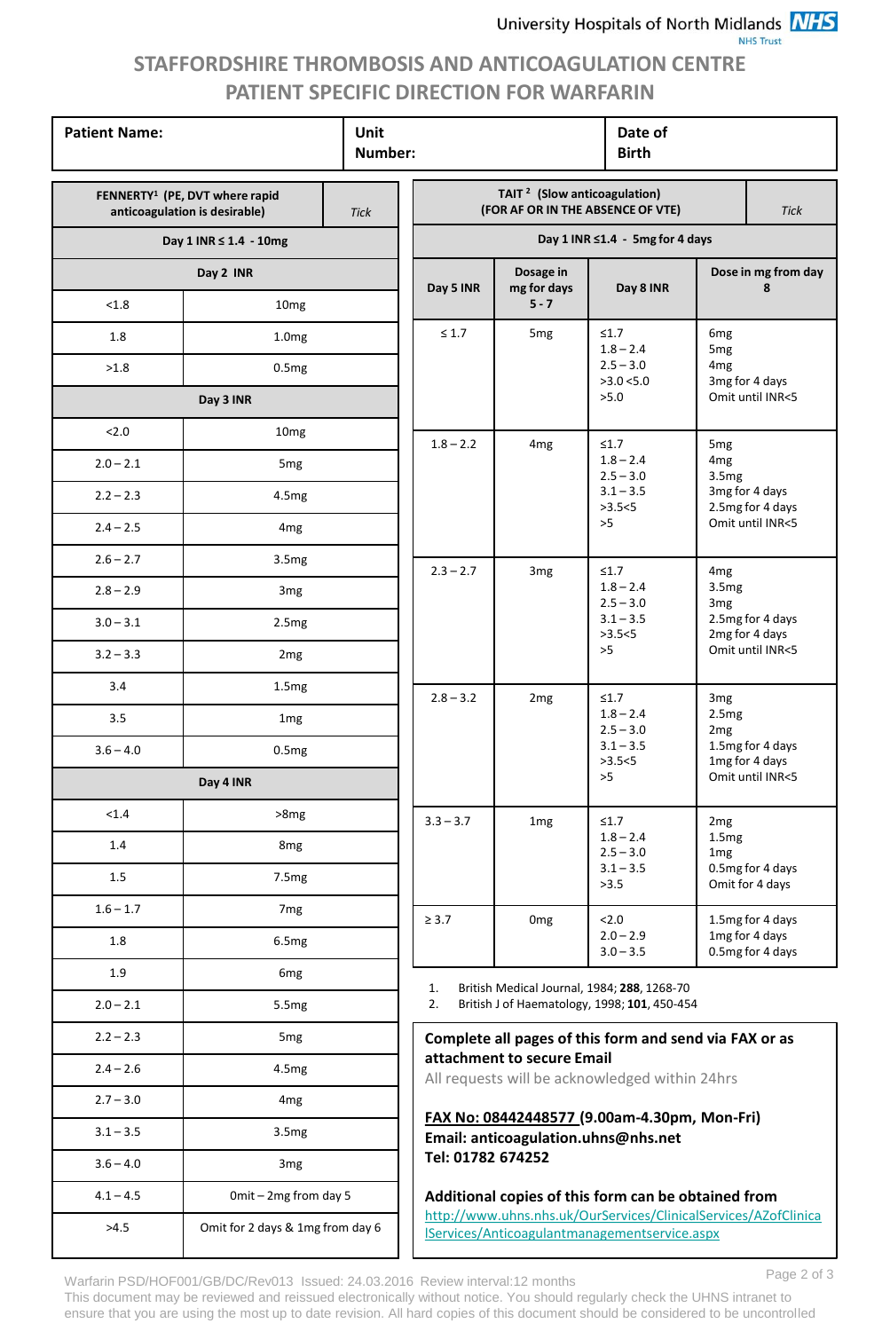University Hospitals of North Midlands NHS Trust

# STAFFORDSHIRE THROMBOSIS AND ANTICOAGULATION CENTRE
## PATIENT SPECIFIC DIRECTION FOR WARFARIN

| Patient Name: | Unit Number: | Date of Birth |
|---|---|---|

| FENNERTY[1] (PE, DVT where rapid anticoagulation is desirable) | | Tick |
|---|---|---|
| **Day 1 INR ≤ 1.4 - 10mg** | | |
| **Day 2 INR** | | |
| <1.8 | 10mg | |
| 1.8 | 1.0mg | |
| >1.8 | 0.5mg | |
| **Day 3 INR** | | |
| <2.0 | 10mg | |
| 2.0 – 2.1 | 5mg | |
| 2.2 – 2.3 | 4.5mg | |
| 2.4 – 2.5 | 4mg | |
| 2.6 – 2.7 | 3.5mg | |
| 2.8 – 2.9 | 3mg | |
| 3.0 – 3.1 | 2.5mg | |
| 3.2 – 3.3 | 2mg | |
| 3.4 | 1.5mg | |
| 3.5 | 1mg | |
| 3.6 – 4.0 | 0.5mg | |
| **Day 4 INR** | | |
| <1.4 | >8mg | |
| 1.4 | 8mg | |
| 1.5 | 7.5mg | |
| 1.6 – 1.7 | 7mg | |
| 1.8 | 6.5mg | |
| 1.9 | 6mg | |
| 2.0 – 2.1 | 5.5mg | |
| 2.2 – 2.3 | 5mg | |
| 2.4 – 2.6 | 4.5mg | |
| 2.7 – 3.0 | 4mg | |
| 3.1 – 3.5 | 3.5mg | |
| 3.6 – 4.0 | 3mg | |
| 4.1 – 4.5 | Omit – 2mg from day 5 | |
| >4.5 | Omit for 2 days & 1mg from day 6 | |

| TAIT[2] (Slow anticoagulation) (FOR AF OR IN THE ABSENCE OF VTE) | | | Tick |
|---|---|---|---|
| **Day 1 INR ≤1.4 - 5mg for 4 days** | | | |
| **Day 5 INR** | **Dosage in mg for days 5 - 7** | **Day 8 INR** | **Dose in mg from day 8** |
| ≤ 1.7 | 5mg | ≤1.7<br>1.8 – 2.4<br>2.5 – 3.0<br>>3.0 <5.0<br>>5.0 | 6mg<br>5mg<br>4mg<br>3mg for 4 days<br>Omit until INR<5 |
| 1.8 – 2.2 | 4mg | ≤1.7<br>1.8 – 2.4<br>2.5 – 3.0<br>3.1 – 3.5<br>>3.5<5<br>>5 | 5mg<br>4mg<br>3.5mg<br>3mg for 4 days<br>2.5mg for 4 days<br>Omit until INR<5 |
| 2.3 – 2.7 | 3mg | ≤1.7<br>1.8 – 2.4<br>2.5 – 3.0<br>3.1 – 3.5<br>>3.5<5<br>>5 | 4mg<br>3.5mg<br>3mg<br>2.5mg for 4 days<br>2mg for 4 days<br>Omit until INR<5 |
| 2.8 – 3.2 | 2mg | ≤1.7<br>1.8 – 2.4<br>2.5 – 3.0<br>3.1 – 3.5<br>>3.5<5<br>>5 | 3mg<br>2.5mg<br>2mg<br>1.5mg for 4 days<br>1mg for 4 days<br>Omit until INR<5 |
| 3.3 – 3.7 | 1mg | ≤1.7<br>1.8 – 2.4<br>2.5 – 3.0<br>3.1 – 3.5<br>>3.5 | 2mg<br>1.5mg<br>1mg<br>0.5mg for 4 days<br>Omit for 4 days |
| ≥ 3.7 | 0mg | <2.0<br>2.0 – 2.9<br>3.0 – 3.5 | 1.5mg for 4 days<br>1mg for 4 days<br>0.5mg for 4 days |

1. British Medical Journal, 1984; **288**, 1268-70
2. British J of Haematology, 1998; **101**, 450-454

**Complete all pages of this form and send via FAX or as attachment to secure Email**

All requests will be acknowledged within 24hrs

**FAX No: 08442448577 (9.00am-4.30pm, Mon-Fri)**
**Email: anticoagulation.uhns@nhs.net**
**Tel: 01782 674252**

**Additional copies of this form can be obtained from**
http://www.uhns.nhs.uk/OurServices/ClinicalServices/AZofClinicalServices/Anticoagulantmanagementservice.aspx

Warfarin PSD/HOF001/GB/DC/Rev013 Issued: 24.03.2016 Review interval:12 months
This document may be reviewed and reissued electronically without notice. You should regularly check the UHNS intranet to ensure that you are using the most up to date revision. All hard copies of this document should be considered to be uncontrolled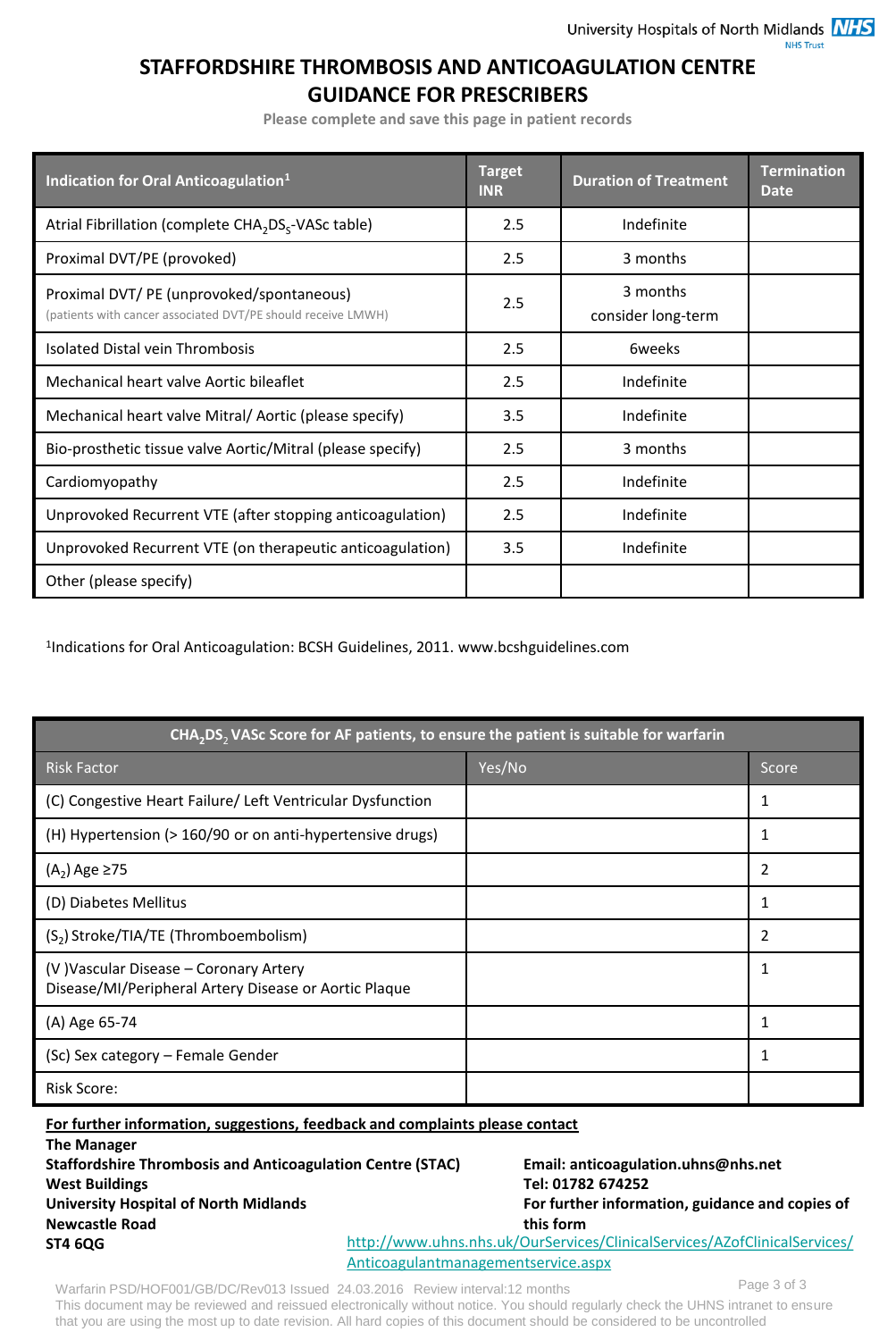University Hospitals of North Midlands NHS Trust

# STAFFORDSHIRE THROMBOSIS AND ANTICOAGULATION CENTRE GUIDANCE FOR PRESCRIBERS

Please complete and save this page in patient records

| Indication for Oral Anticoagulation[1] | Target INR | Duration of Treatment | Termination Date |
|---|---|---|---|
| Atrial Fibrillation (complete $CHA_2DS_2$-VASc table) | 2.5 | Indefinite | |
| Proximal DVT/PE (provoked) | 2.5 | 3 months | |
| Proximal DVT/ PE (unprovoked/spontaneous) (patients with cancer associated DVT/PE should receive LMWH) | 2.5 | 3 months consider long-term | |
| Isolated Distal vein Thrombosis | 2.5 | 6weeks | |
| Mechanical heart valve Aortic bileaflet | 2.5 | Indefinite | |
| Mechanical heart valve Mitral/ Aortic (please specify) | 3.5 | Indefinite | |
| Bio-prosthetic tissue valve Aortic/Mitral (please specify) | 2.5 | 3 months | |
| Cardiomyopathy | 2.5 | Indefinite | |
| Unprovoked Recurrent VTE (after stopping anticoagulation) | 2.5 | Indefinite | |
| Unprovoked Recurrent VTE (on therapeutic anticoagulation) | 3.5 | Indefinite | |
| Other (please specify) | | | |

[1]Indications for Oral Anticoagulation: BCSH Guidelines, 2011. www.bcshguidelines.com

| $CHA_2DS_2$ VASc Score for AF patients, to ensure the patient is suitable for warfarin | | |
|---|---|---|
| Risk Factor | Yes/No | Score |
| (C) Congestive Heart Failure/ Left Ventricular Dysfunction | | 1 |
| (H) Hypertension (> 160/90 or on anti-hypertensive drugs) | | 1 |
| ($A_2$) Age ≥75 | | 2 |
| (D) Diabetes Mellitus | | 1 |
| ($S_2$) Stroke/TIA/TE (Thromboembolism) | | 2 |
| (V )Vascular Disease – Coronary Artery Disease/MI/Peripheral Artery Disease or Aortic Plaque | | 1 |
| (A) Age 65-74 | | 1 |
| (Sc) Sex category – Female Gender | | 1 |
| Risk Score: | | |

**For further information, suggestions, feedback and complaints please contact**

**The Manager**
**Staffordshire Thrombosis and Anticoagulation Centre (STAC)**
**West Buildings**
**University Hospital of North Midlands**
**Newcastle Road**
**ST4 6QG**

**Email: anticoagulation.uhns@nhs.net**
**Tel: 01782 674252**
**For further information, guidance and copies of this form**
http://www.uhns.nhs.uk/OurServices/ClinicalServices/AZofClinicalServices/Anticoagulantmanagementservice.aspx

Warfarin PSD/HOF001/GB/DC/Rev013 Issued 24.03.2016 Review interval:12 months
This document may be reviewed and reissued electronically without notice. You should regularly check the UHNS intranet to ensure that you are using the most up to date revision. All hard copies of this document should be considered to be uncontrolled